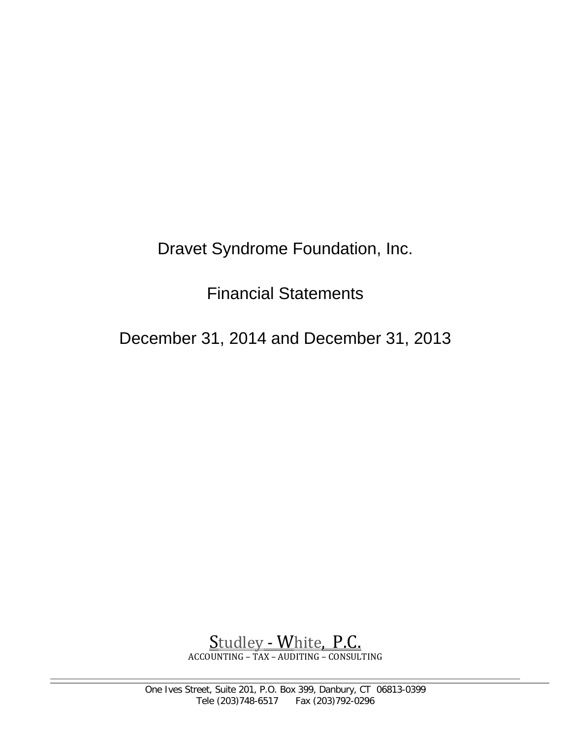# Dravet Syndrome Foundation, Inc.

## Financial Statements

## December 31, 2014 and December 31, 2013

Studley - White, P.C.
ACCOUNTING – TAX – AUDITING – CONSULTING

One Ives Street, Suite 201, P.O. Box 399, Danbury, CT 06813-0399
Tele (203)748-6517 Fax (203)792-0296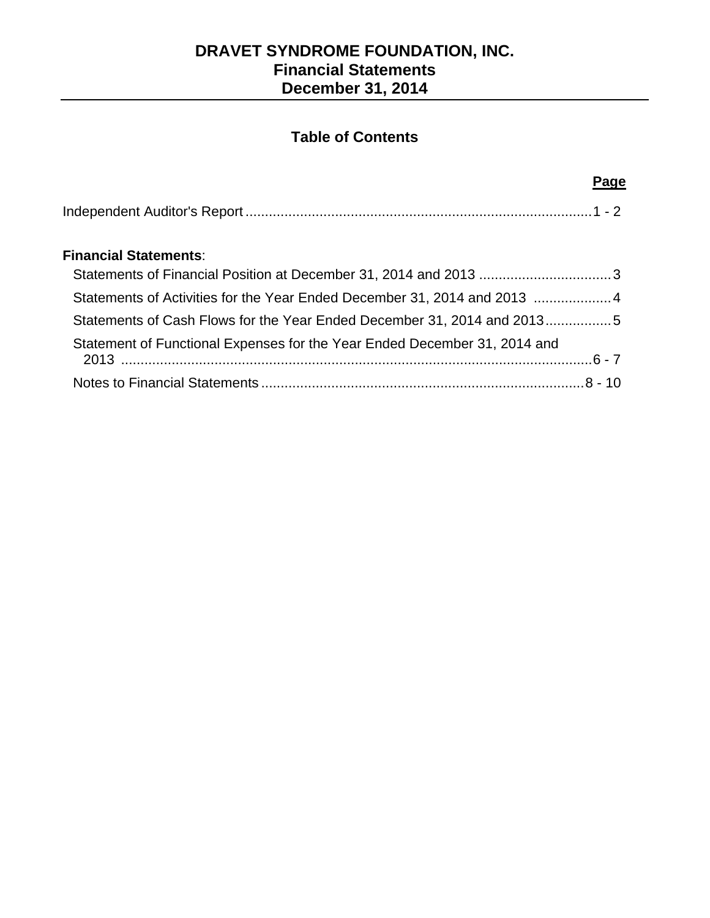# DRAVET SYNDROME FOUNDATION, INC.
## Financial Statements
## December 31, 2014

### Table of Contents

| | Page |
|---|---|
| Independent Auditor's Report | 1 - 2 |
| **Financial Statements**: | |
| Statements of Financial Position at December 31, 2014 and 2013 | 3 |
| Statements of Activities for the Year Ended December 31, 2014 and 2013 | 4 |
| Statements of Cash Flows for the Year Ended December 31, 2014 and 2013 | 5 |
| Statement of Functional Expenses for the Year Ended December 31, 2014 and 2013 | 6 - 7 |
| Notes to Financial Statements | 8 - 10 |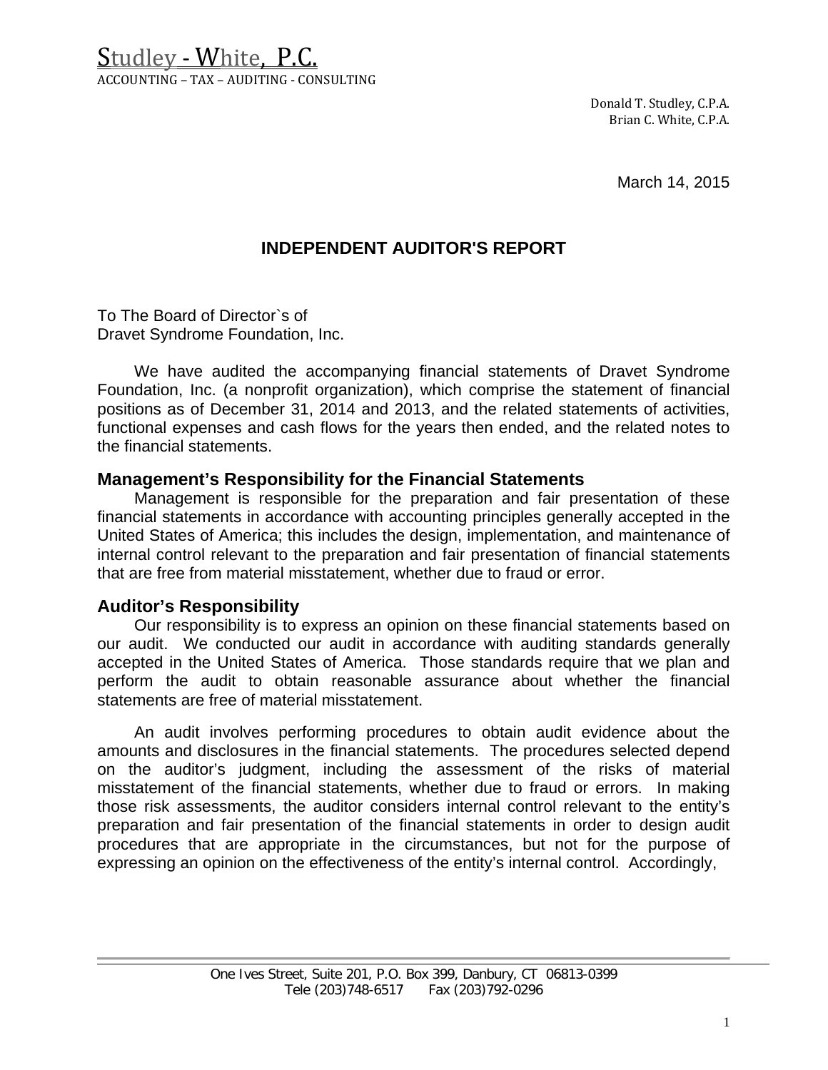Studley - White, P.C.
ACCOUNTING – TAX – AUDITING - CONSULTING

Donald T. Studley, C.P.A.
Brian C. White, C.P.A.

March 14, 2015

## INDEPENDENT AUDITOR'S REPORT

To The Board of Director`s of
Dravet Syndrome Foundation, Inc.

We have audited the accompanying financial statements of Dravet Syndrome Foundation, Inc. (a nonprofit organization), which comprise the statement of financial positions as of December 31, 2014 and 2013, and the related statements of activities, functional expenses and cash flows for the years then ended, and the related notes to the financial statements.

### Management's Responsibility for the Financial Statements

Management is responsible for the preparation and fair presentation of these financial statements in accordance with accounting principles generally accepted in the United States of America; this includes the design, implementation, and maintenance of internal control relevant to the preparation and fair presentation of financial statements that are free from material misstatement, whether due to fraud or error.

### Auditor's Responsibility

Our responsibility is to express an opinion on these financial statements based on our audit. We conducted our audit in accordance with auditing standards generally accepted in the United States of America. Those standards require that we plan and perform the audit to obtain reasonable assurance about whether the financial statements are free of material misstatement.

An audit involves performing procedures to obtain audit evidence about the amounts and disclosures in the financial statements. The procedures selected depend on the auditor's judgment, including the assessment of the risks of material misstatement of the financial statements, whether due to fraud or errors. In making those risk assessments, the auditor considers internal control relevant to the entity's preparation and fair presentation of the financial statements in order to design audit procedures that are appropriate in the circumstances, but not for the purpose of expressing an opinion on the effectiveness of the entity's internal control. Accordingly,

One Ives Street, Suite 201, P.O. Box 399, Danbury, CT 06813-0399
Tele (203)748-6517 Fax (203)792-0296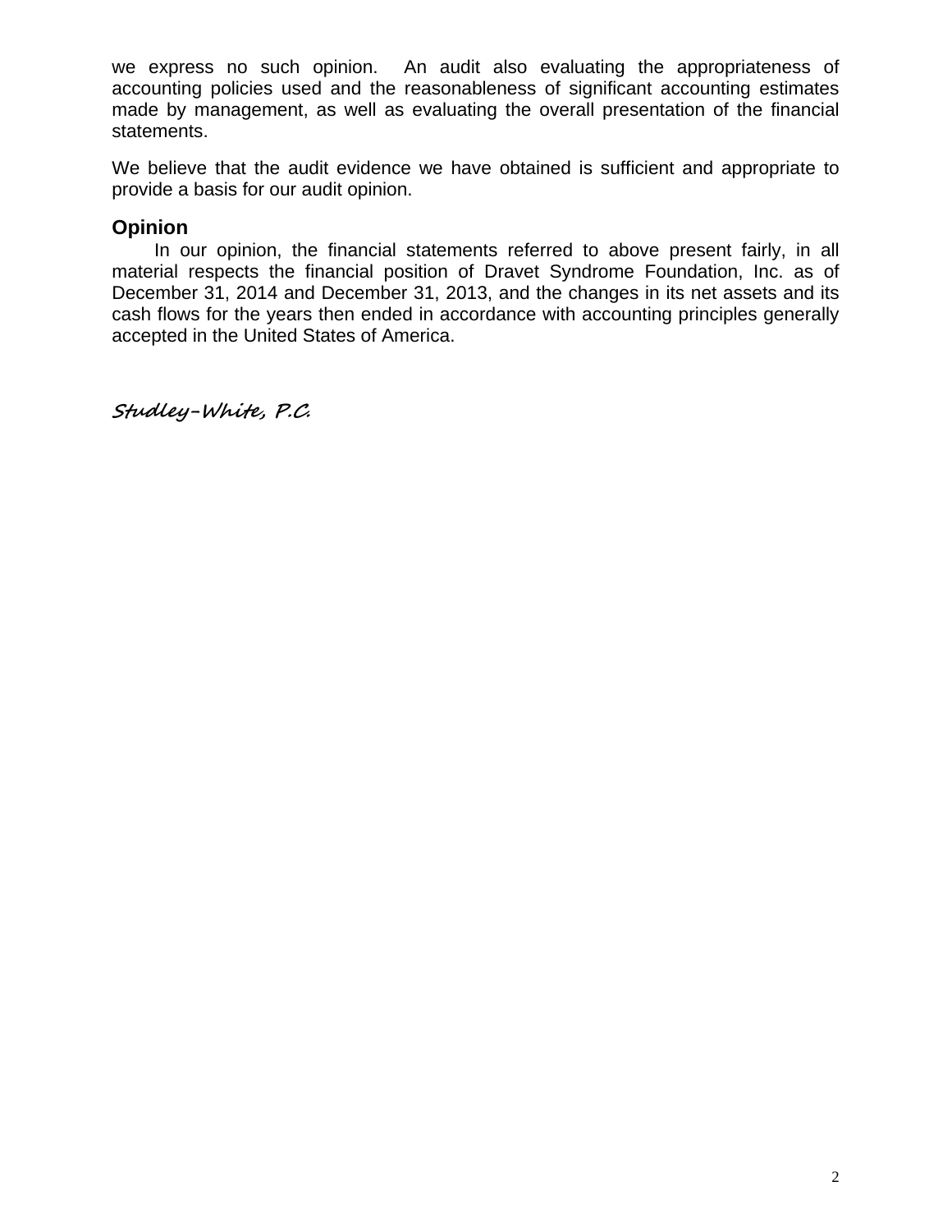we express no such opinion. An audit also evaluating the appropriateness of accounting policies used and the reasonableness of significant accounting estimates made by management, as well as evaluating the overall presentation of the financial statements.

We believe that the audit evidence we have obtained is sufficient and appropriate to provide a basis for our audit opinion.

## Opinion

In our opinion, the financial statements referred to above present fairly, in all material respects the financial position of Dravet Syndrome Foundation, Inc. as of December 31, 2014 and December 31, 2013, and the changes in its net assets and its cash flows for the years then ended in accordance with accounting principles generally accepted in the United States of America.

*Studley-White, P.C.*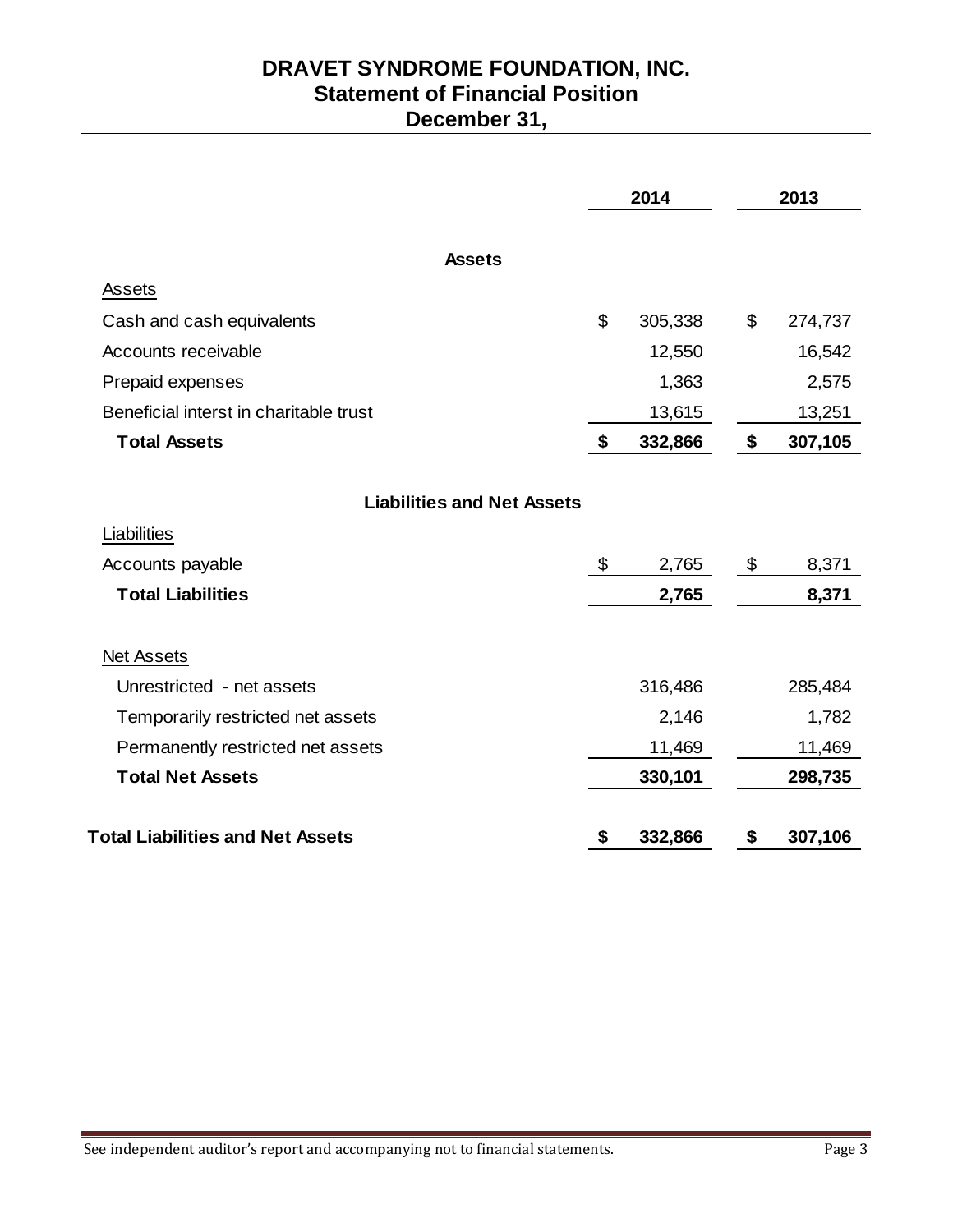# DRAVET SYNDROME FOUNDATION, INC.
## Statement of Financial Position
## December 31,

| | 2014 | 2013 |
|---|---|---|
| **Assets** | | |
| Assets | | |
| Cash and cash equivalents | $ 305,338 | $ 274,737 |
| Accounts receivable | 12,550 | 16,542 |
| Prepaid expenses | 1,363 | 2,575 |
| Beneficial interst in charitable trust | 13,615 | 13,251 |
| **Total Assets** | **$ 332,866** | **$ 307,105** |
| **Liabilities and Net Assets** | | |
| Liabilities | | |
| Accounts payable | $ 2,765 | $ 8,371 |
| **Total Liabilities** | **2,765** | **8,371** |
| Net Assets | | |
| Unrestricted - net assets | 316,486 | 285,484 |
| Temporarily restricted net assets | 2,146 | 1,782 |
| Permanently restricted net assets | 11,469 | 11,469 |
| **Total Net Assets** | **330,101** | **298,735** |
| **Total Liabilities and Net Assets** | **$ 332,866** | **$ 307,106** |

See independent auditor's report and accompanying not to financial statements.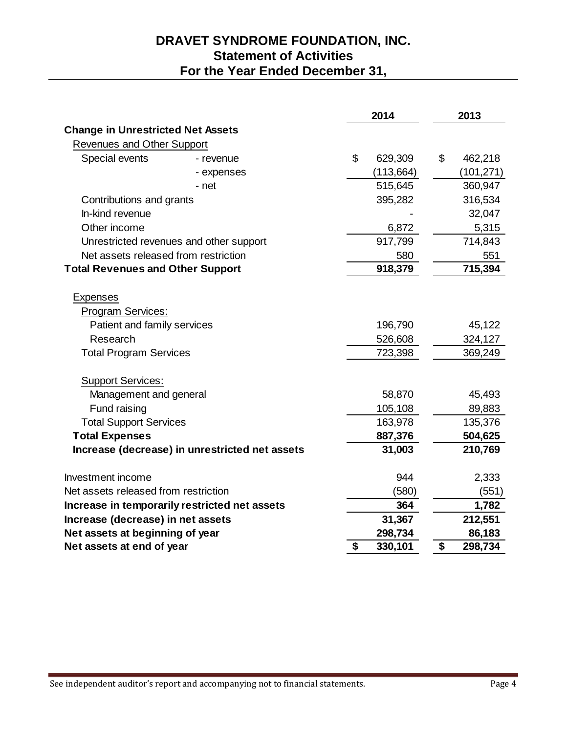# DRAVET SYNDROME FOUNDATION, INC.
## Statement of Activities
## For the Year Ended December 31,

| | 2014 | 2013 |
|---|---|---|
| **Change in Unrestricted Net Assets** | | |
| Revenues and Other Support | | |
| Special events - revenue | $ 629,309 | $ 462,218 |
| - expenses | (113,664) | (101,271) |
| - net | 515,645 | 360,947 |
| Contributions and grants | 395,282 | 316,534 |
| In-kind revenue | - | 32,047 |
| Other income | 6,872 | 5,315 |
| Unrestricted revenues and other support | 917,799 | 714,843 |
| Net assets released from restriction | 580 | 551 |
| **Total Revenues and Other Support** | **918,379** | **715,394** |
| Expenses | | |
| Program Services: | | |
| Patient and family services | 196,790 | 45,122 |
| Research | 526,608 | 324,127 |
| Total Program Services | 723,398 | 369,249 |
| Support Services: | | |
| Management and general | 58,870 | 45,493 |
| Fund raising | 105,108 | 89,883 |
| Total Support Services | 163,978 | 135,376 |
| **Total Expenses** | **887,376** | **504,625** |
| **Increase (decrease) in unrestricted net assets** | **31,003** | **210,769** |
| Investment income | 944 | 2,333 |
| Net assets released from restriction | (580) | (551) |
| **Increase in temporarily restricted net assets** | **364** | **1,782** |
| **Increase (decrease) in net assets** | **31,367** | **212,551** |
| **Net assets at beginning of year** | **298,734** | **86,183** |
| **Net assets at end of year** | **$ 330,101** | **$ 298,734** |

See independent auditor's report and accompanying not to financial statements.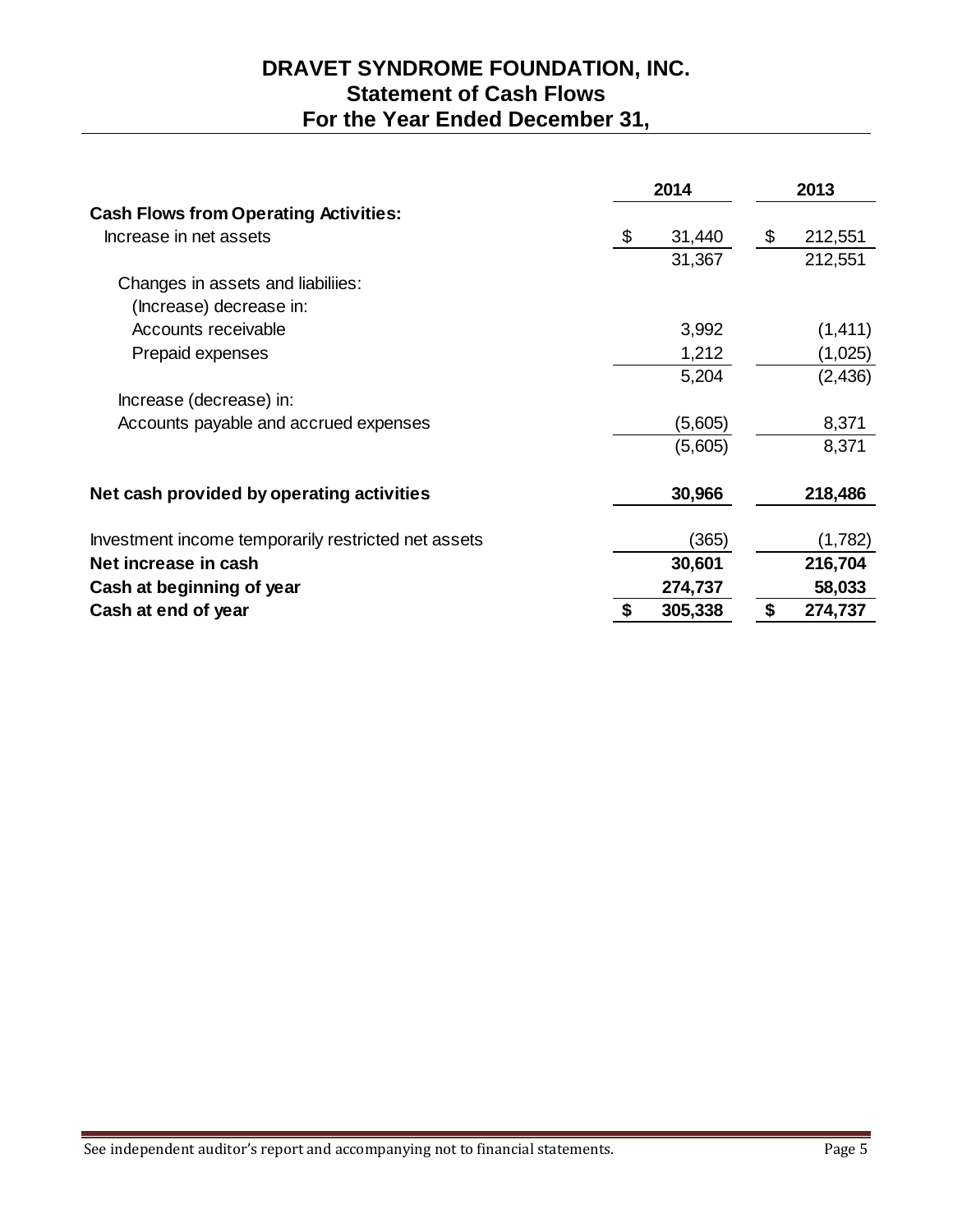# DRAVET SYNDROME FOUNDATION, INC.
## Statement of Cash Flows
## For the Year Ended December 31,

| | 2014 | 2013 |
|---|---|---|
| **Cash Flows from Operating Activities:** | | |
| Increase in net assets | $ 31,440 | $ 212,551 |
| | 31,367 | 212,551 |
| Changes in assets and liabiliies: | | |
| (Increase) decrease in: | | |
| Accounts receivable | 3,992 | (1,411) |
| Prepaid expenses | 1,212 | (1,025) |
| | 5,204 | (2,436) |
| Increase (decrease) in: | | |
| Accounts payable and accrued expenses | (5,605) | 8,371 |
| | (5,605) | 8,371 |
| **Net cash provided by operating activities** | **30,966** | **218,486** |
| Investment income temporarily restricted net assets | (365) | (1,782) |
| **Net increase in cash** | **30,601** | **216,704** |
| **Cash at beginning of year** | **274,737** | **58,033** |
| **Cash at end of year** | **$ 305,338** | **$ 274,737** |

See independent auditor's report and accompanying not to financial statements.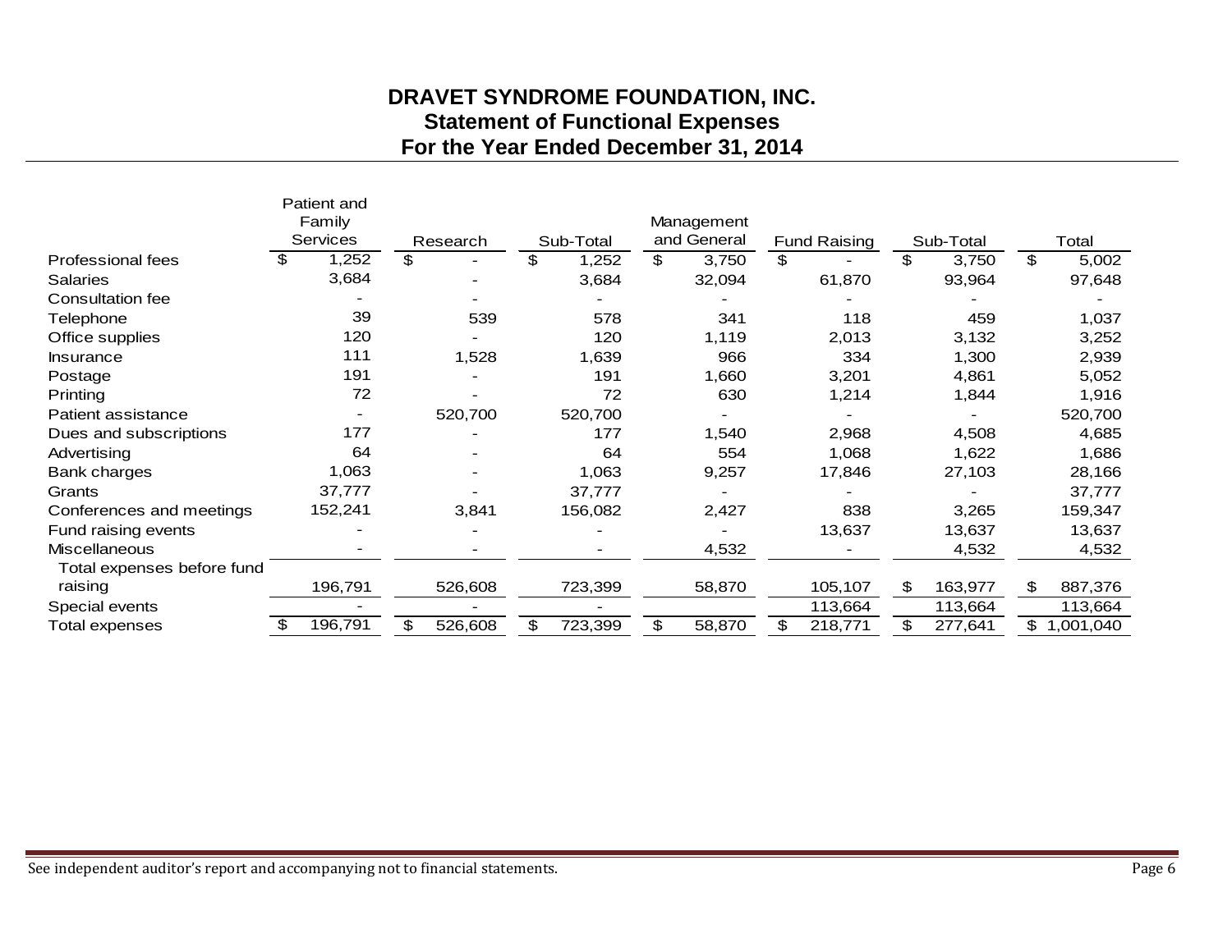# DRAVET SYNDROME FOUNDATION, INC.
## Statement of Functional Expenses
## For the Year Ended December 31, 2014

| | Patient and Family Services | Research | Sub-Total | Management and General | Fund Raising | Sub-Total | Total |
|---|---|---|---|---|---|---|---|
| Professional fees | $ 1,252 | $ - | $ 1,252 | $ 3,750 | $ - | $ 3,750 | $ 5,002 |
| Salaries | 3,684 | - | 3,684 | 32,094 | 61,870 | 93,964 | 97,648 |
| Consultation fee | - | - | - | - | - | - | - |
| Telephone | 39 | 539 | 578 | 341 | 118 | 459 | 1,037 |
| Office supplies | 120 | - | 120 | 1,119 | 2,013 | 3,132 | 3,252 |
| Insurance | 111 | 1,528 | 1,639 | 966 | 334 | 1,300 | 2,939 |
| Postage | 191 | - | 191 | 1,660 | 3,201 | 4,861 | 5,052 |
| Printing | 72 | - | 72 | 630 | 1,214 | 1,844 | 1,916 |
| Patient assistance | - | 520,700 | 520,700 | - | - | - | 520,700 |
| Dues and subscriptions | 177 | - | 177 | 1,540 | 2,968 | 4,508 | 4,685 |
| Advertising | 64 | - | 64 | 554 | 1,068 | 1,622 | 1,686 |
| Bank charges | 1,063 | - | 1,063 | 9,257 | 17,846 | 27,103 | 28,166 |
| Grants | 37,777 | - | 37,777 | - | - | - | 37,777 |
| Conferences and meetings | 152,241 | 3,841 | 156,082 | 2,427 | 838 | 3,265 | 159,347 |
| Fund raising events | - | - | - | - | 13,637 | 13,637 | 13,637 |
| Miscellaneous | - | - | - | 4,532 | - | 4,532 | 4,532 |
| Total expenses before fund raising | 196,791 | 526,608 | 723,399 | 58,870 | 105,107 | $ 163,977 | $ 887,376 |
| Special events | - | - | - | | 113,664 | 113,664 | 113,664 |
| Total expenses | $ 196,791 | $ 526,608 | $ 723,399 | $ 58,870 | $ 218,771 | $ 277,641 | $ 1,001,040 |

See independent auditor's report and accompanying not to financial statements.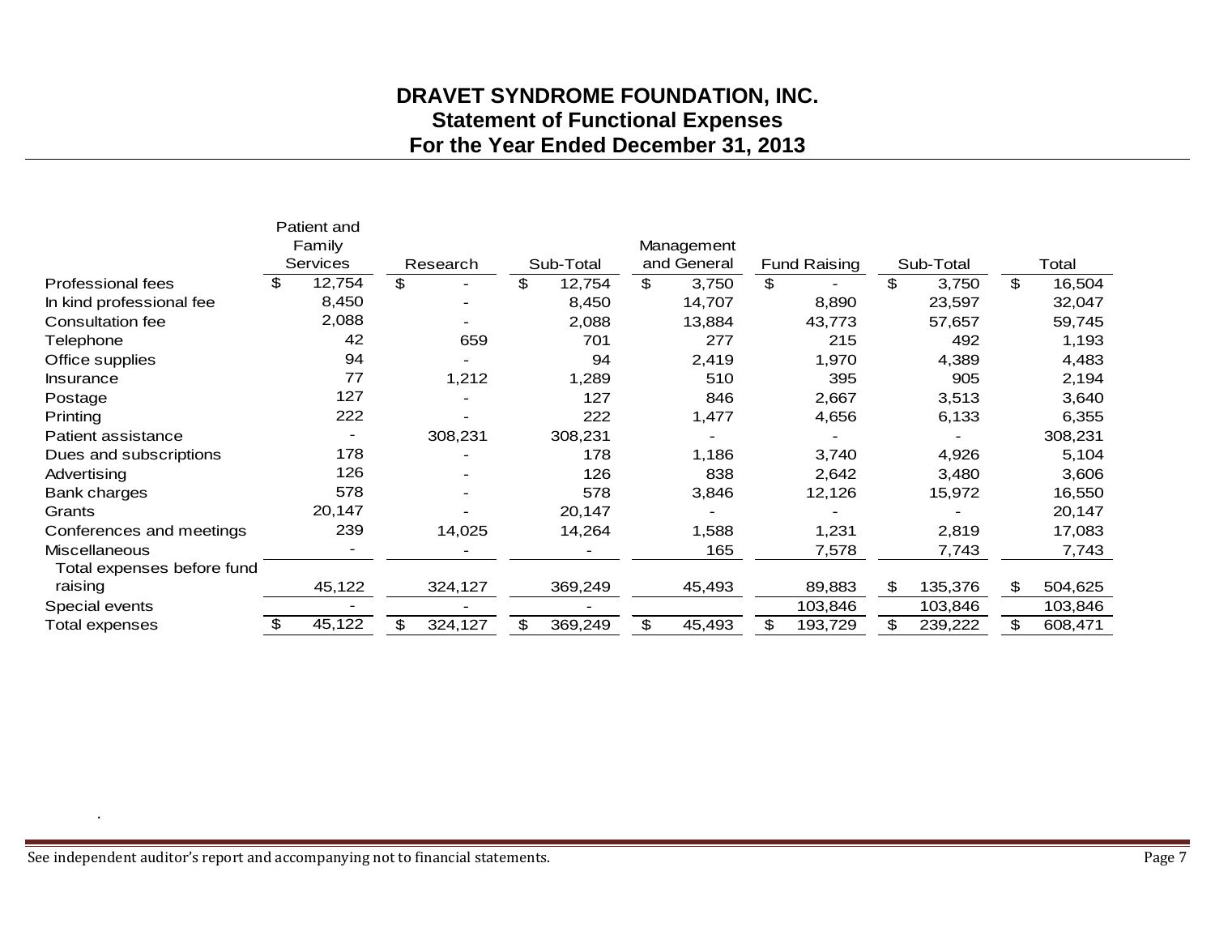# DRAVET SYNDROME FOUNDATION, INC.
## Statement of Functional Expenses
## For the Year Ended December 31, 2013

| | Patient and Family Services | Research | Sub-Total | Management and General | Fund Raising | Sub-Total | Total |
|---|---|---|---|---|---|---|---|
| Professional fees | $ 12,754 | $ - | $ 12,754 | $ 3,750 | $ - | $ 3,750 | $ 16,504 |
| In kind professional fee | 8,450 | - | 8,450 | 14,707 | 8,890 | 23,597 | 32,047 |
| Consultation fee | 2,088 | - | 2,088 | 13,884 | 43,773 | 57,657 | 59,745 |
| Telephone | 42 | 659 | 701 | 277 | 215 | 492 | 1,193 |
| Office supplies | 94 | - | 94 | 2,419 | 1,970 | 4,389 | 4,483 |
| Insurance | 77 | 1,212 | 1,289 | 510 | 395 | 905 | 2,194 |
| Postage | 127 | - | 127 | 846 | 2,667 | 3,513 | 3,640 |
| Printing | 222 | - | 222 | 1,477 | 4,656 | 6,133 | 6,355 |
| Patient assistance | - | 308,231 | 308,231 | - | - | - | 308,231 |
| Dues and subscriptions | 178 | - | 178 | 1,186 | 3,740 | 4,926 | 5,104 |
| Advertising | 126 | - | 126 | 838 | 2,642 | 3,480 | 3,606 |
| Bank charges | 578 | - | 578 | 3,846 | 12,126 | 15,972 | 16,550 |
| Grants | 20,147 | - | 20,147 | - | - | - | 20,147 |
| Conferences and meetings | 239 | 14,025 | 14,264 | 1,588 | 1,231 | 2,819 | 17,083 |
| Miscellaneous | - | - | - | 165 | 7,578 | 7,743 | 7,743 |
| Total expenses before fund raising | 45,122 | 324,127 | 369,249 | 45,493 | 89,883 | $ 135,376 | $ 504,625 |
| Special events | - | - | - | | 103,846 | 103,846 | 103,846 |
| Total expenses | $ 45,122 | $ 324,127 | $ 369,249 | $ 45,493 | $ 193,729 | $ 239,222 | $ 608,471 |

.

See independent auditor's report and accompanying not to financial statements.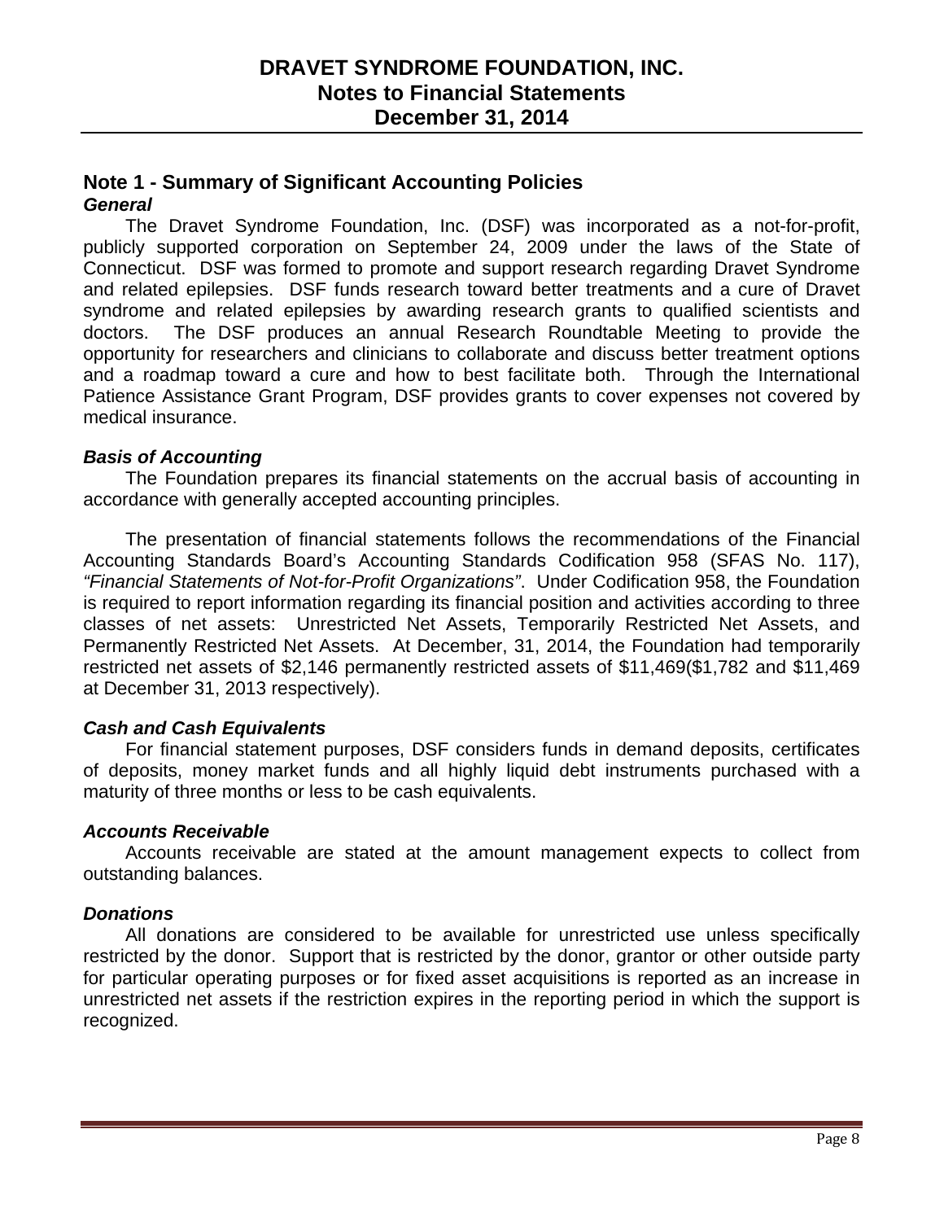# DRAVET SYNDROME FOUNDATION, INC.
## Notes to Financial Statements
## December 31, 2014

## Note 1 - Summary of Significant Accounting Policies

### *General*

The Dravet Syndrome Foundation, Inc. (DSF) was incorporated as a not-for-profit, publicly supported corporation on September 24, 2009 under the laws of the State of Connecticut. DSF was formed to promote and support research regarding Dravet Syndrome and related epilepsies. DSF funds research toward better treatments and a cure of Dravet syndrome and related epilepsies by awarding research grants to qualified scientists and doctors. The DSF produces an annual Research Roundtable Meeting to provide the opportunity for researchers and clinicians to collaborate and discuss better treatment options and a roadmap toward a cure and how to best facilitate both. Through the International Patience Assistance Grant Program, DSF provides grants to cover expenses not covered by medical insurance.

### *Basis of Accounting*

The Foundation prepares its financial statements on the accrual basis of accounting in accordance with generally accepted accounting principles.

The presentation of financial statements follows the recommendations of the Financial Accounting Standards Board's Accounting Standards Codification 958 (SFAS No. 117), *"Financial Statements of Not-for-Profit Organizations"*. Under Codification 958, the Foundation is required to report information regarding its financial position and activities according to three classes of net assets: Unrestricted Net Assets, Temporarily Restricted Net Assets, and Permanently Restricted Net Assets. At December, 31, 2014, the Foundation had temporarily restricted net assets of $2,146 permanently restricted assets of $11,469($1,782 and $11,469 at December 31, 2013 respectively).

### *Cash and Cash Equivalents*

For financial statement purposes, DSF considers funds in demand deposits, certificates of deposits, money market funds and all highly liquid debt instruments purchased with a maturity of three months or less to be cash equivalents.

### *Accounts Receivable*

Accounts receivable are stated at the amount management expects to collect from outstanding balances.

### *Donations*

All donations are considered to be available for unrestricted use unless specifically restricted by the donor. Support that is restricted by the donor, grantor or other outside party for particular operating purposes or for fixed asset acquisitions is reported as an increase in unrestricted net assets if the restriction expires in the reporting period in which the support is recognized.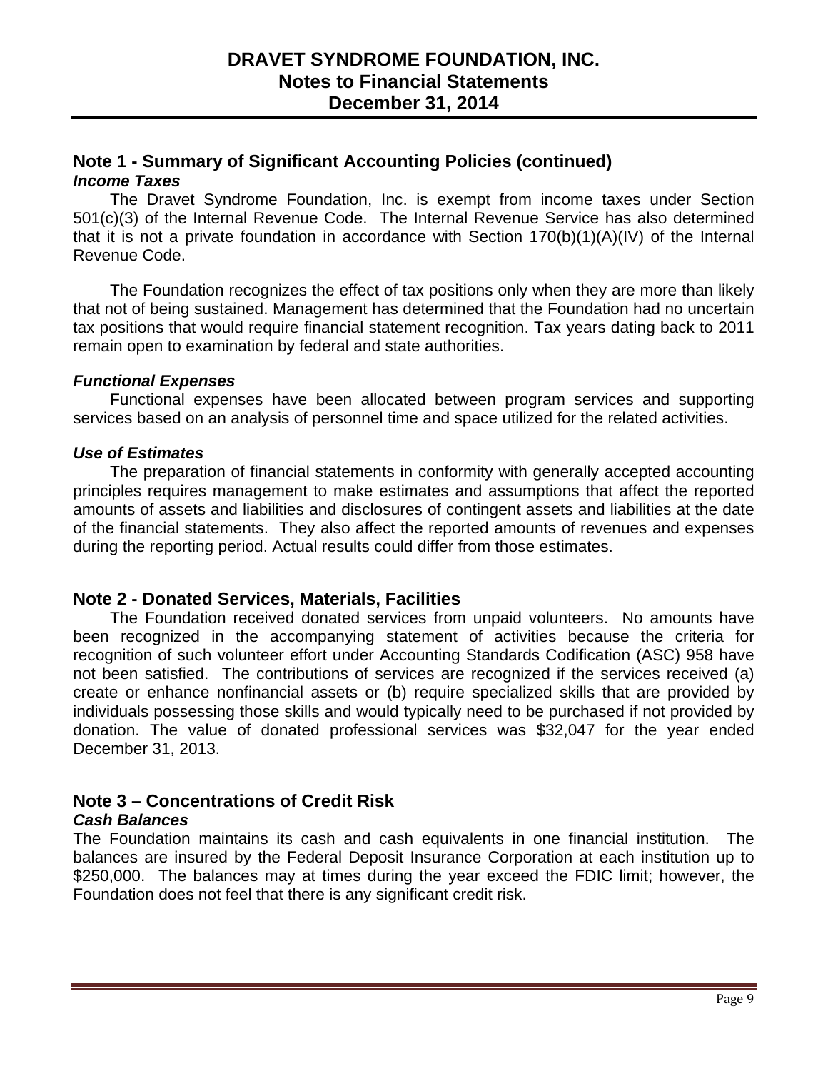# DRAVET SYNDROME FOUNDATION, INC.
## Notes to Financial Statements
## December 31, 2014

## Note 1 - Summary of Significant Accounting Policies (continued)

### *Income Taxes*

The Dravet Syndrome Foundation, Inc. is exempt from income taxes under Section 501(c)(3) of the Internal Revenue Code. The Internal Revenue Service has also determined that it is not a private foundation in accordance with Section 170(b)(1)(A)(IV) of the Internal Revenue Code.

The Foundation recognizes the effect of tax positions only when they are more than likely that not of being sustained. Management has determined that the Foundation had no uncertain tax positions that would require financial statement recognition. Tax years dating back to 2011 remain open to examination by federal and state authorities.

### *Functional Expenses*

Functional expenses have been allocated between program services and supporting services based on an analysis of personnel time and space utilized for the related activities.

### *Use of Estimates*

The preparation of financial statements in conformity with generally accepted accounting principles requires management to make estimates and assumptions that affect the reported amounts of assets and liabilities and disclosures of contingent assets and liabilities at the date of the financial statements. They also affect the reported amounts of revenues and expenses during the reporting period. Actual results could differ from those estimates.

## Note 2 - Donated Services, Materials, Facilities

The Foundation received donated services from unpaid volunteers. No amounts have been recognized in the accompanying statement of activities because the criteria for recognition of such volunteer effort under Accounting Standards Codification (ASC) 958 have not been satisfied. The contributions of services are recognized if the services received (a) create or enhance nonfinancial assets or (b) require specialized skills that are provided by individuals possessing those skills and would typically need to be purchased if not provided by donation. The value of donated professional services was $32,047 for the year ended December 31, 2013.

## Note 3 – Concentrations of Credit Risk

### *Cash Balances*

The Foundation maintains its cash and cash equivalents in one financial institution. The balances are insured by the Federal Deposit Insurance Corporation at each institution up to $250,000. The balances may at times during the year exceed the FDIC limit; however, the Foundation does not feel that there is any significant credit risk.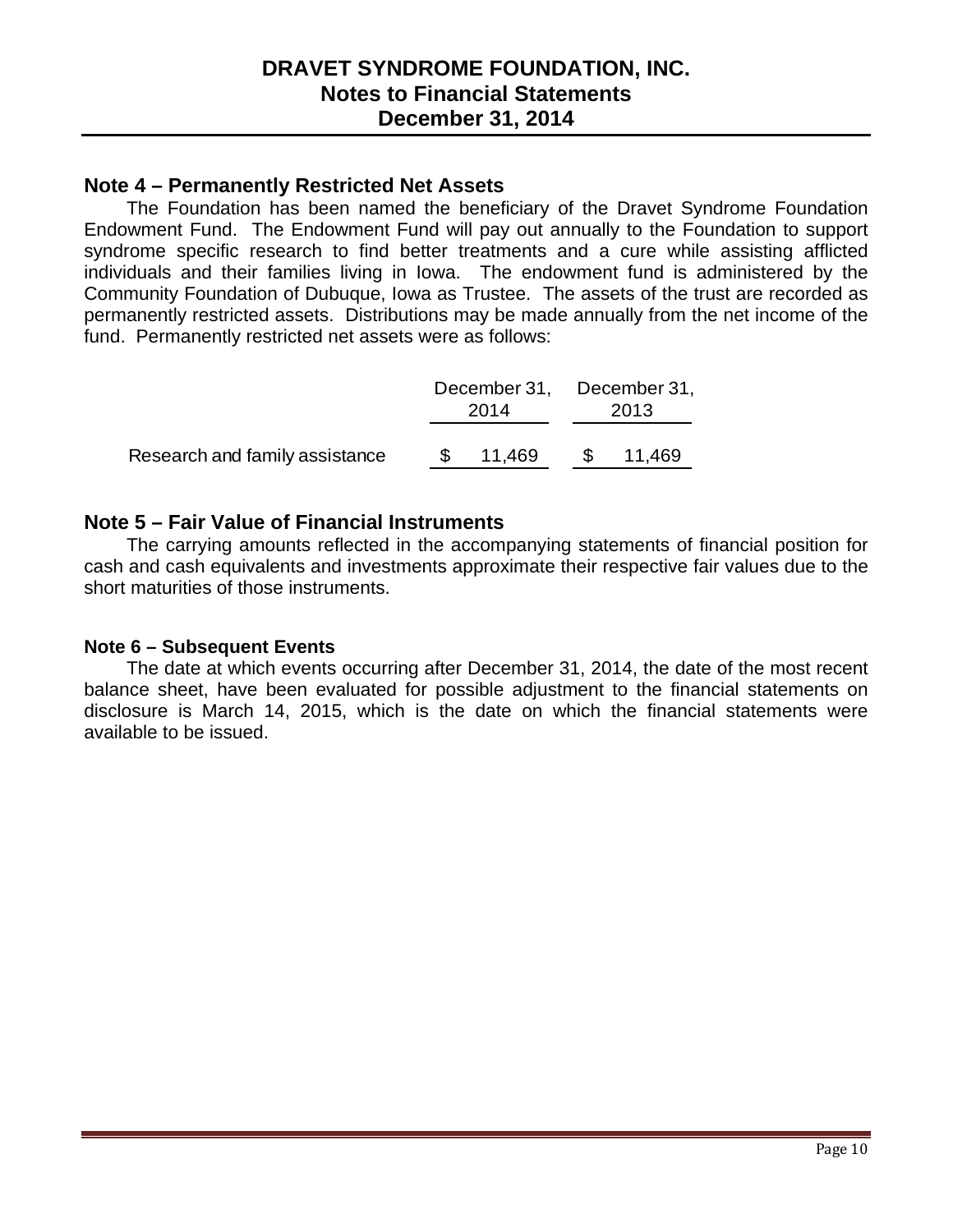## Note 4 – Permanently Restricted Net Assets

The Foundation has been named the beneficiary of the Dravet Syndrome Foundation Endowment Fund. The Endowment Fund will pay out annually to the Foundation to support syndrome specific research to find better treatments and a cure while assisting afflicted individuals and their families living in Iowa. The endowment fund is administered by the Community Foundation of Dubuque, Iowa as Trustee. The assets of the trust are recorded as permanently restricted assets. Distributions may be made annually from the net income of the fund. Permanently restricted net assets were as follows:

| | December 31, 2014 | December 31, 2013 |
|---|---|---|
| Research and family assistance | $ 11,469 | $ 11,469 |

## Note 5 – Fair Value of Financial Instruments

The carrying amounts reflected in the accompanying statements of financial position for cash and cash equivalents and investments approximate their respective fair values due to the short maturities of those instruments.

### Note 6 – Subsequent Events

The date at which events occurring after December 31, 2014, the date of the most recent balance sheet, have been evaluated for possible adjustment to the financial statements on disclosure is March 14, 2015, which is the date on which the financial statements were available to be issued.